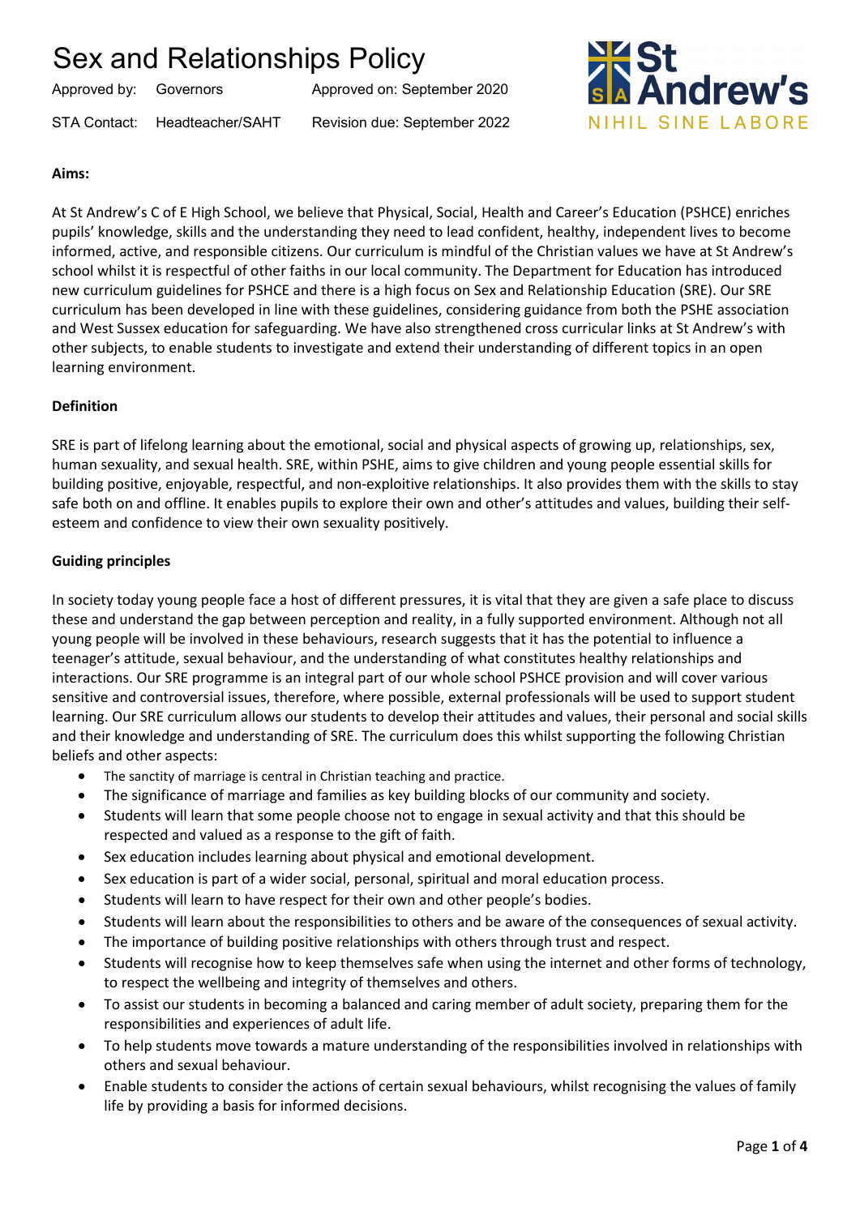# Sex and Relationships Policy

Approved by: Governors | Approved on: September 2020

STA Contact: Headteacher/SAHT | Revision due: September 2022

St Andrew's
NIHIL SINE LABORE

**Aims:**

At St Andrew's C of E High School, we believe that Physical, Social, Health and Career's Education (PSHCE) enriches pupils' knowledge, skills and the understanding they need to lead confident, healthy, independent lives to become informed, active, and responsible citizens. Our curriculum is mindful of the Christian values we have at St Andrew's school whilst it is respectful of other faiths in our local community. The Department for Education has introduced new curriculum guidelines for PSHCE and there is a high focus on Sex and Relationship Education (SRE). Our SRE curriculum has been developed in line with these guidelines, considering guidance from both the PSHE association and West Sussex education for safeguarding. We have also strengthened cross curricular links at St Andrew's with other subjects, to enable students to investigate and extend their understanding of different topics in an open learning environment.

**Definition**

SRE is part of lifelong learning about the emotional, social and physical aspects of growing up, relationships, sex, human sexuality, and sexual health. SRE, within PSHE, aims to give children and young people essential skills for building positive, enjoyable, respectful, and non-exploitive relationships. It also provides them with the skills to stay safe both on and offline. It enables pupils to explore their own and other's attitudes and values, building their self-esteem and confidence to view their own sexuality positively.

**Guiding principles**

In society today young people face a host of different pressures, it is vital that they are given a safe place to discuss these and understand the gap between perception and reality, in a fully supported environment. Although not all young people will be involved in these behaviours, research suggests that it has the potential to influence a teenager's attitude, sexual behaviour, and the understanding of what constitutes healthy relationships and interactions. Our SRE programme is an integral part of our whole school PSHCE provision and will cover various sensitive and controversial issues, therefore, where possible, external professionals will be used to support student learning. Our SRE curriculum allows our students to develop their attitudes and values, their personal and social skills and their knowledge and understanding of SRE. The curriculum does this whilst supporting the following Christian beliefs and other aspects:

- The sanctity of marriage is central in Christian teaching and practice.
- The significance of marriage and families as key building blocks of our community and society.
- Students will learn that some people choose not to engage in sexual activity and that this should be respected and valued as a response to the gift of faith.
- Sex education includes learning about physical and emotional development.
- Sex education is part of a wider social, personal, spiritual and moral education process.
- Students will learn to have respect for their own and other people's bodies.
- Students will learn about the responsibilities to others and be aware of the consequences of sexual activity.
- The importance of building positive relationships with others through trust and respect.
- Students will recognise how to keep themselves safe when using the internet and other forms of technology, to respect the wellbeing and integrity of themselves and others.
- To assist our students in becoming a balanced and caring member of adult society, preparing them for the responsibilities and experiences of adult life.
- To help students move towards a mature understanding of the responsibilities involved in relationships with others and sexual behaviour.
- Enable students to consider the actions of certain sexual behaviours, whilst recognising the values of family life by providing a basis for informed decisions.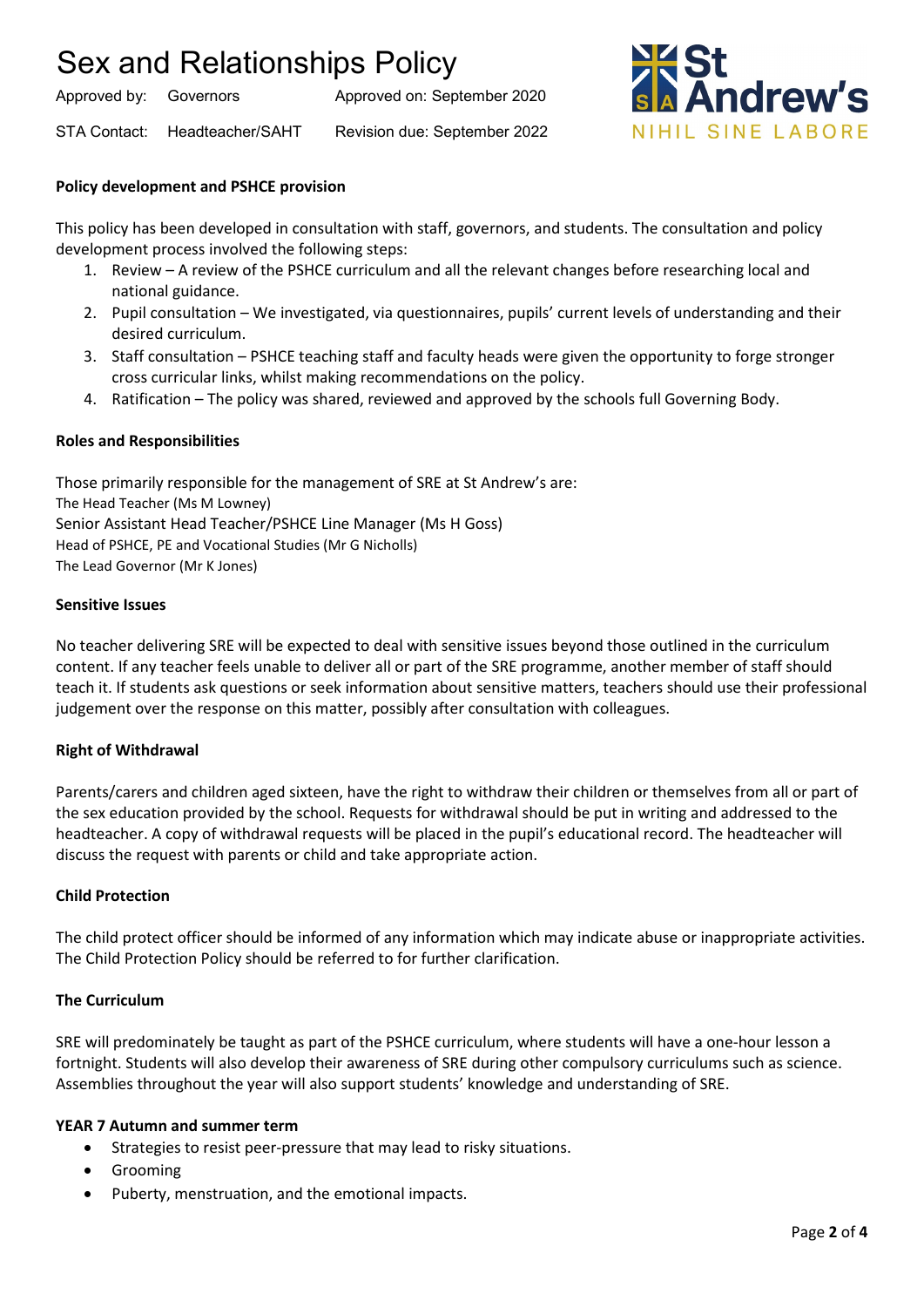# Sex and Relationships Policy

Approved by: Governors    Approved on: September 2020

STA Contact: Headteacher/SAHT    Revision due: September 2022

**Policy development and PSHCE provision**

This policy has been developed in consultation with staff, governors, and students. The consultation and policy development process involved the following steps:

1. Review – A review of the PSHCE curriculum and all the relevant changes before researching local and national guidance.
2. Pupil consultation – We investigated, via questionnaires, pupils' current levels of understanding and their desired curriculum.
3. Staff consultation – PSHCE teaching staff and faculty heads were given the opportunity to forge stronger cross curricular links, whilst making recommendations on the policy.
4. Ratification – The policy was shared, reviewed and approved by the schools full Governing Body.

**Roles and Responsibilities**

Those primarily responsible for the management of SRE at St Andrew's are:
The Head Teacher (Ms M Lowney)
Senior Assistant Head Teacher/PSHCE Line Manager (Ms H Goss)
Head of PSHCE, PE and Vocational Studies (Mr G Nicholls)
The Lead Governor (Mr K Jones)

**Sensitive Issues**

No teacher delivering SRE will be expected to deal with sensitive issues beyond those outlined in the curriculum content. If any teacher feels unable to deliver all or part of the SRE programme, another member of staff should teach it. If students ask questions or seek information about sensitive matters, teachers should use their professional judgement over the response on this matter, possibly after consultation with colleagues.

**Right of Withdrawal**

Parents/carers and children aged sixteen, have the right to withdraw their children or themselves from all or part of the sex education provided by the school. Requests for withdrawal should be put in writing and addressed to the headteacher. A copy of withdrawal requests will be placed in the pupil's educational record. The headteacher will discuss the request with parents or child and take appropriate action.

**Child Protection**

The child protect officer should be informed of any information which may indicate abuse or inappropriate activities. The Child Protection Policy should be referred to for further clarification.

**The Curriculum**

SRE will predominately be taught as part of the PSHCE curriculum, where students will have a one-hour lesson a fortnight. Students will also develop their awareness of SRE during other compulsory curriculums such as science. Assemblies throughout the year will also support students' knowledge and understanding of SRE.

**YEAR 7 Autumn and summer term**

- Strategies to resist peer-pressure that may lead to risky situations.
- Grooming
- Puberty, menstruation, and the emotional impacts.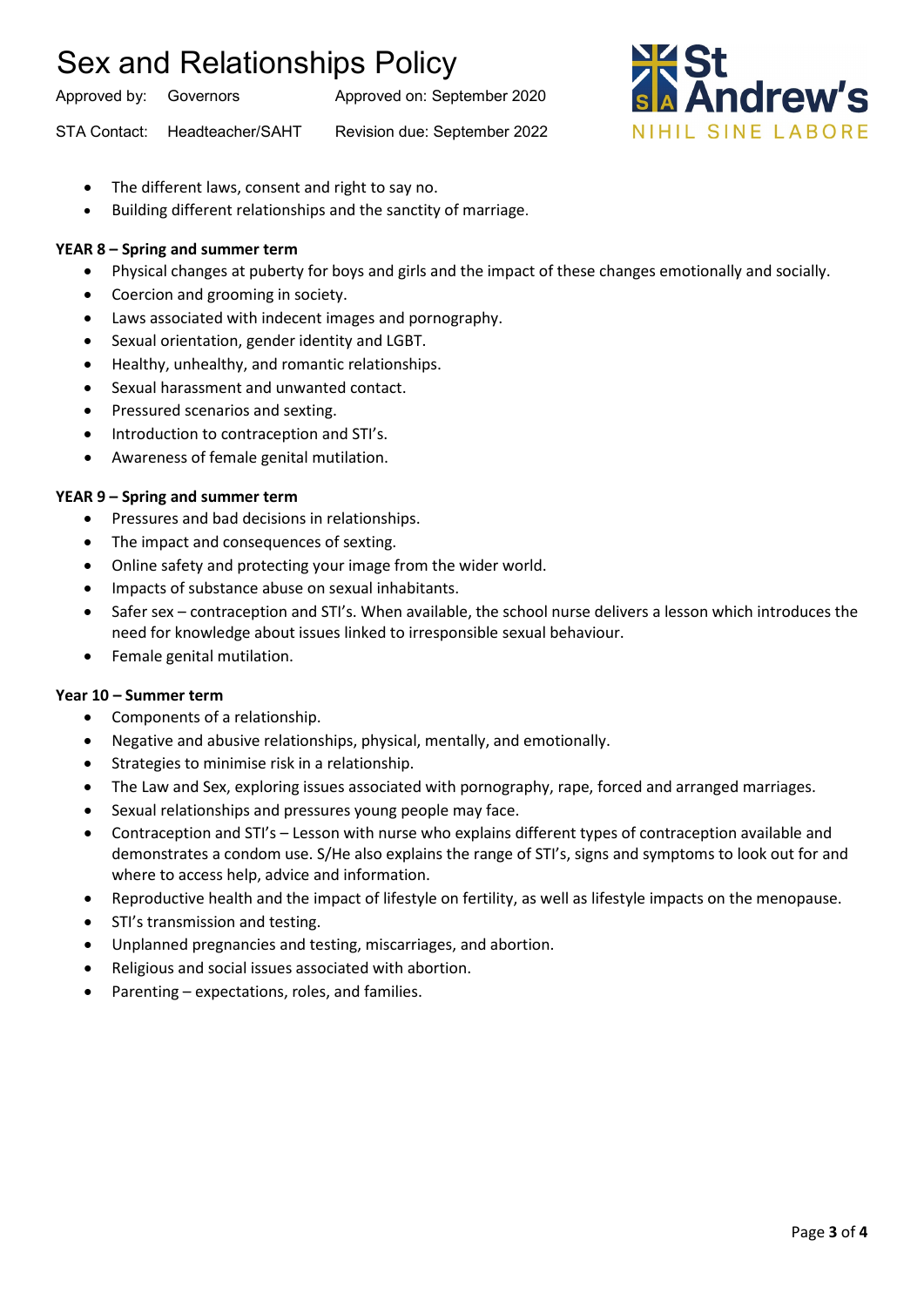- The different laws, consent and right to say no.
- Building different relationships and the sanctity of marriage.

**YEAR 8 – Spring and summer term**

- Physical changes at puberty for boys and girls and the impact of these changes emotionally and socially.
- Coercion and grooming in society.
- Laws associated with indecent images and pornography.
- Sexual orientation, gender identity and LGBT.
- Healthy, unhealthy, and romantic relationships.
- Sexual harassment and unwanted contact.
- Pressured scenarios and sexting.
- Introduction to contraception and STI's.
- Awareness of female genital mutilation.

**YEAR 9 – Spring and summer term**

- Pressures and bad decisions in relationships.
- The impact and consequences of sexting.
- Online safety and protecting your image from the wider world.
- Impacts of substance abuse on sexual inhabitants.
- Safer sex – contraception and STI's. When available, the school nurse delivers a lesson which introduces the need for knowledge about issues linked to irresponsible sexual behaviour.
- Female genital mutilation.

**Year 10 – Summer term**

- Components of a relationship.
- Negative and abusive relationships, physical, mentally, and emotionally.
- Strategies to minimise risk in a relationship.
- The Law and Sex, exploring issues associated with pornography, rape, forced and arranged marriages.
- Sexual relationships and pressures young people may face.
- Contraception and STI's – Lesson with nurse who explains different types of contraception available and demonstrates a condom use. S/He also explains the range of STI's, signs and symptoms to look out for and where to access help, advice and information.
- Reproductive health and the impact of lifestyle on fertility, as well as lifestyle impacts on the menopause.
- STI's transmission and testing.
- Unplanned pregnancies and testing, miscarriages, and abortion.
- Religious and social issues associated with abortion.
- Parenting – expectations, roles, and families.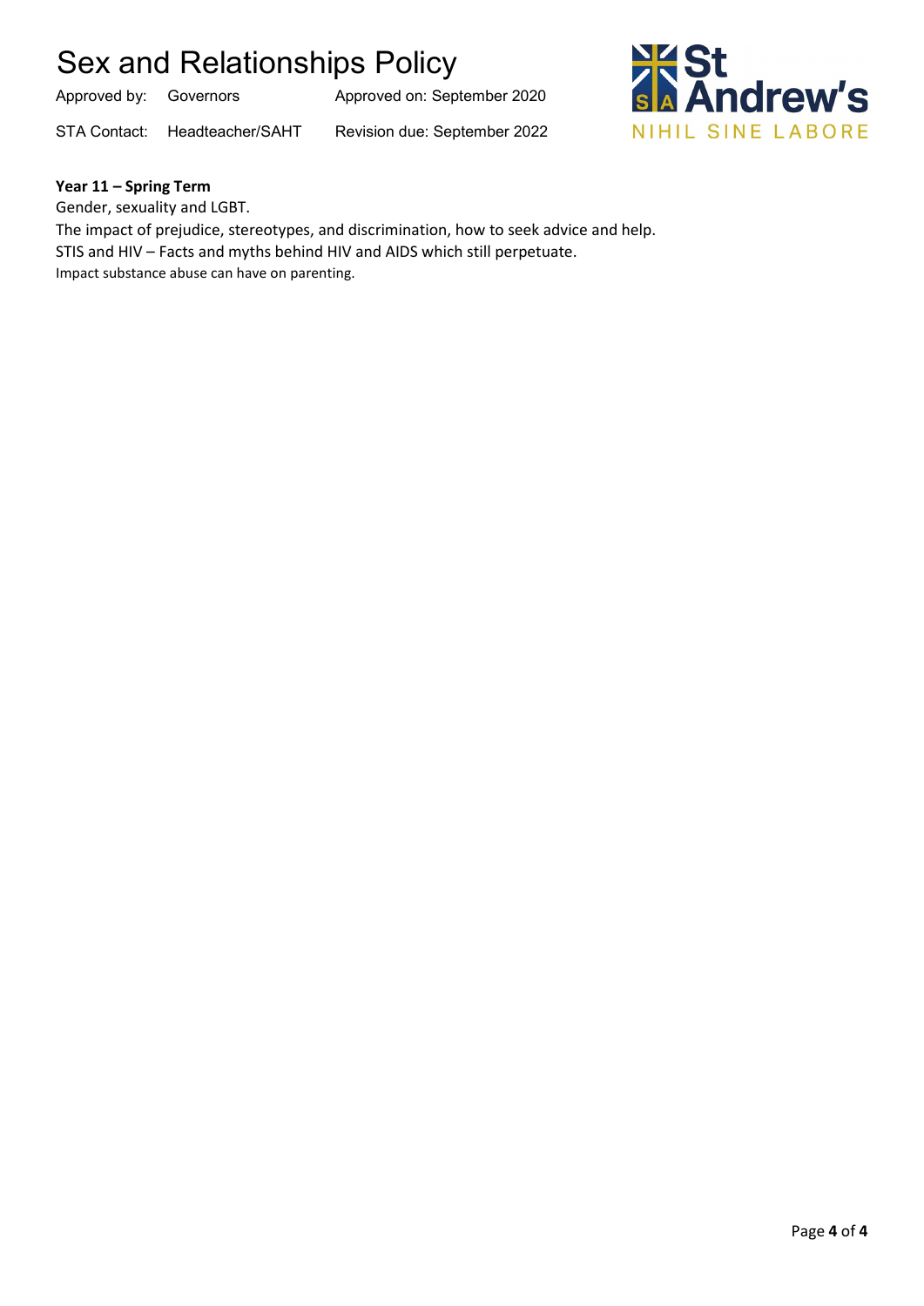**Year 11 – Spring Term**

Gender, sexuality and LGBT.

The impact of prejudice, stereotypes, and discrimination, how to seek advice and help.

STIS and HIV – Facts and myths behind HIV and AIDS which still perpetuate.

Impact substance abuse can have on parenting.